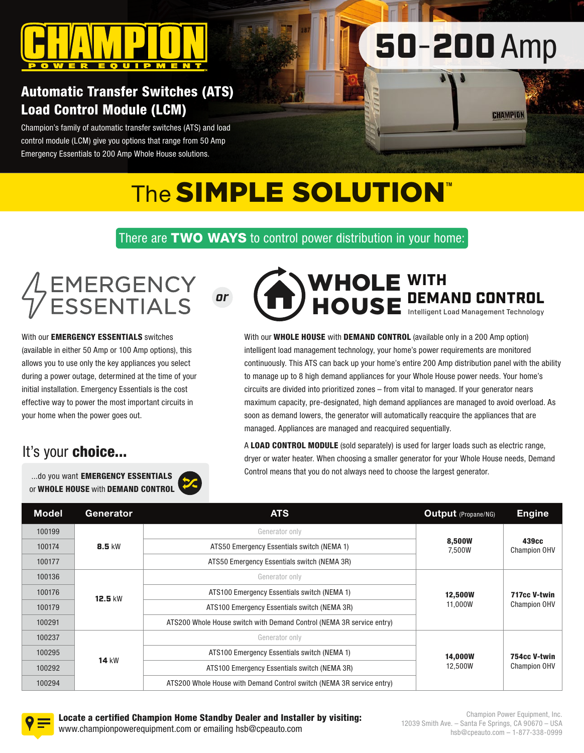# CHAMPION POWER EQUIPMENT

## 50-200 Amp

## Automatic Transfer Switches (ATS) Load Control Module (LCM)

Champion's family of automatic transfer switches (ATS) and load control module (LCM) give you options that range from 50 Amp Emergency Essentials to 200 Amp Whole House solutions.

# The SIMPLE SOLUTION™

There are **TWO WAYS** to control power distribution in your home:

## EMERGENCY ESSENTIALS

*or*

## WHOLE HOUSE WITH DEMAND CONTROL

Intelligent Load Management Technology

With our **EMERGENCY ESSENTIALS** switches (available in either 50 Amp or 100 Amp options), this allows you to use only the key appliances you select during a power outage, determined at the time of your initial installation. Emergency Essentials is the cost effective way to power the most important circuits in your home when the power goes out.

With our **WHOLE HOUSE** with **DEMAND CONTROL** (available only in a 200 Amp option) intelligent load management technology, your home's power requirements are monitored continuously. This ATS can back up your home's entire 200 Amp distribution panel with the ability to manage up to 8 high demand appliances for your Whole House power needs. Your home's circuits are divided into prioritized zones – from vital to managed. If your generator nears maximum capacity, pre-designated, high demand appliances are managed to avoid overload. As soon as demand lowers, the generator will automatically reacquire the appliances that are managed. Appliances are managed and reacquired sequentially.

A **LOAD CONTROL MODULE** (sold separately) is used for larger loads such as electric range, dryer or water heater. When choosing a smaller generator for your Whole House needs, Demand Control means that you do not always need to choose the largest generator.

## It's your **choice...**

...do you want **EMERGENCY ESSENTIALS** or **WHOLE HOUSE** with **DEMAND CONTROL**

| Model | Generator | ATS | Output (Propane/NG) | Engine |
|---|---|---|---|---|
| 100199 | **8.5** kW | Generator only | **8,500W** 7,500W | **439cc** Champion OHV |
| 100174 | | ATS50 Emergency Essentials switch (NEMA 1) | | |
| 100177 | | ATS50 Emergency Essentials switch (NEMA 3R) | | |
| 100136 | **12.5** kW | Generator only | **12,500W** 11,000W | **717cc V-twin** Champion OHV |
| 100176 | | ATS100 Emergency Essentials switch (NEMA 1) | | |
| 100179 | | ATS100 Emergency Essentials switch (NEMA 3R) | | |
| 100291 | | ATS200 Whole House switch with Demand Control (NEMA 3R service entry) | | |
| 100237 | **14** kW | Generator only | **14,000W** 12,500W | **754cc V-twin** Champion OHV |
| 100295 | | ATS100 Emergency Essentials switch (NEMA 1) | | |
| 100292 | | ATS100 Emergency Essentials switch (NEMA 3R) | | |
| 100294 | | ATS200 Whole House with Demand Control switch (NEMA 3R service entry) | | |

**Locate a certified Champion Home Standby Dealer and Installer by visiting:**
www.championpowerequipment.com or emailing hsb@cpeauto.com

Champion Power Equipment, Inc.
12039 Smith Ave. – Santa Fe Springs, CA 90670 – USA
hsb@cpeauto.com – 1-877-338-0999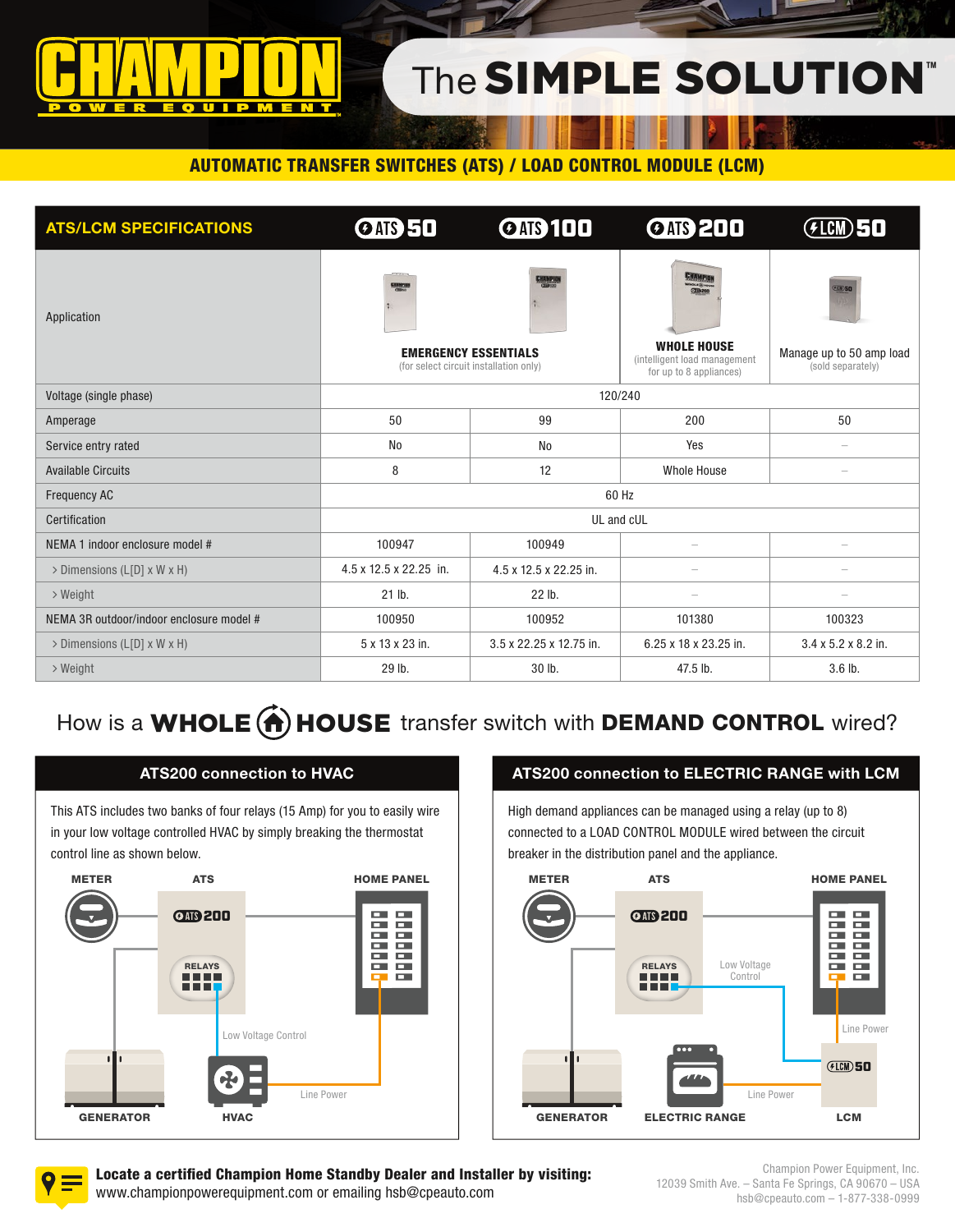# CHAMPION POWER EQUIPMENT

## The SIMPLE SOLUTION™

### AUTOMATIC TRANSFER SWITCHES (ATS) / LOAD CONTROL MODULE (LCM)

| ATS/LCM SPECIFICATIONS | ATS 50 | ATS 100 | ATS 200 | LCM 50 |
|---|---|---|---|---|
| Application | **EMERGENCY ESSENTIALS** (for select circuit installation only) | | **WHOLE HOUSE** (intelligent load management for up to 8 appliances) | Manage up to 50 amp load (sold separately) |
| Voltage (single phase) | 120/240 | | | |
| Amperage | 50 | 99 | 200 | 50 |
| Service entry rated | No | No | Yes | – |
| Available Circuits | 8 | 12 | Whole House | – |
| Frequency AC | 60 Hz | | | |
| Certification | UL and cUL | | | |
| NEMA 1 indoor enclosure model # | 100947 | 100949 | – | – |
| > Dimensions (L[D] x W x H) | 4.5 x 12.5 x 22.25 in. | 4.5 x 12.5 x 22.25 in. | – | – |
| > Weight | 21 lb. | 22 lb. | – | – |
| NEMA 3R outdoor/indoor enclosure model # | 100950 | 100952 | 101380 | 100323 |
| > Dimensions (L[D] x W x H) | 5 x 13 x 23 in. | 3.5 x 22.25 x 12.75 in. | 6.25 x 18 x 23.25 in. | 3.4 x 5.2 x 8.2 in. |
| > Weight | 29 lb. | 30 lb. | 47.5 lb. | 3.6 lb. |

## How is a WHOLE HOUSE transfer switch with DEMAND CONTROL wired?

### ATS200 connection to HVAC

This ATS includes two banks of four relays (15 Amp) for you to easily wire in your low voltage controlled HVAC by simply breaking the thermostat control line as shown below.

METER
ATS
HOME PANEL
ATS 200
RELAYS
Low Voltage Control
Line Power
GENERATOR
HVAC

### ATS200 connection to ELECTRIC RANGE with LCM

High demand appliances can be managed using a relay (up to 8) connected to a LOAD CONTROL MODULE wired between the circuit breaker in the distribution panel and the appliance.

METER
ATS
HOME PANEL
ATS 200
RELAYS
Low Voltage Control
Line Power
LCM 50
Line Power
GENERATOR
ELECTRIC RANGE
LCM

**Locate a certified Champion Home Standby Dealer and Installer by visiting:**
www.championpowerequipment.com or emailing hsb@cpeauto.com

Champion Power Equipment, Inc.
12039 Smith Ave. – Santa Fe Springs, CA 90670 – USA
hsb@cpeauto.com – 1-877-338-0999